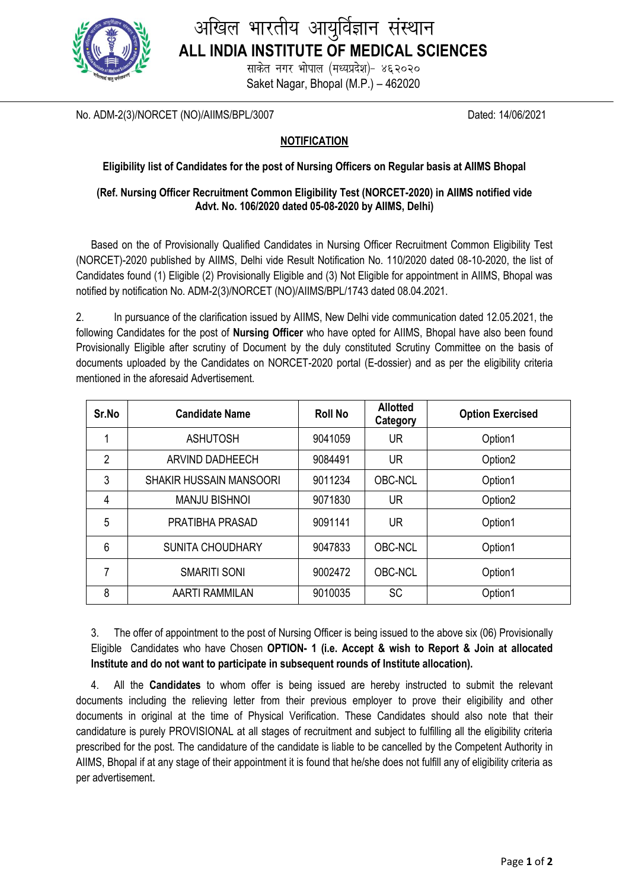# अखिल भारतीय आयुर्विज्ञान संस्थान

# ALL INDIA INSTITUTE OF MEDICAL SCIENCES

साकेत नगर भोपाल (मध्यप्रदेश)- ४६२०२०

Saket Nagar, Bhopal (M.P.) – 462020

No. ADM-2(3)/NORCET (NO)/AIIMS/BPL/3007 Dated: 14/06/2021

## NOTIFICATION

**Eligibility list of Candidates for the post of Nursing Officers on Regular basis at AIIMS Bhopal**

**(Ref. Nursing Officer Recruitment Common Eligibility Test (NORCET-2020) in AIIMS notified vide Advt. No. 106/2020 dated 05-08-2020 by AIIMS, Delhi)**

Based on the of Provisionally Qualified Candidates in Nursing Officer Recruitment Common Eligibility Test (NORCET)-2020 published by AIIMS, Delhi vide Result Notification No. 110/2020 dated 08-10-2020, the list of Candidates found (1) Eligible (2) Provisionally Eligible and (3) Not Eligible for appointment in AIIMS, Bhopal was notified by notification No. ADM-2(3)/NORCET (NO)/AIIMS/BPL/1743 dated 08.04.2021.

2. In pursuance of the clarification issued by AIIMS, New Delhi vide communication dated 12.05.2021, the following Candidates for the post of **Nursing Officer** who have opted for AIIMS, Bhopal have also been found Provisionally Eligible after scrutiny of Document by the duly constituted Scrutiny Committee on the basis of documents uploaded by the Candidates on NORCET-2020 portal (E-dossier) and as per the eligibility criteria mentioned in the aforesaid Advertisement.

| Sr.No | Candidate Name | Roll No | Allotted Category | Option Exercised |
|---|---|---|---|---|
| 1 | ASHUTOSH | 9041059 | UR | Option1 |
| 2 | ARVIND DADHEECH | 9084491 | UR | Option2 |
| 3 | SHAKIR HUSSAIN MANSOORI | 9011234 | OBC-NCL | Option1 |
| 4 | MANJU BISHNOI | 9071830 | UR | Option2 |
| 5 | PRATIBHA PRASAD | 9091141 | UR | Option1 |
| 6 | SUNITA CHOUDHARY | 9047833 | OBC-NCL | Option1 |
| 7 | SMARITI SONI | 9002472 | OBC-NCL | Option1 |
| 8 | AARTI RAMMILAN | 9010035 | SC | Option1 |

3. The offer of appointment to the post of Nursing Officer is being issued to the above six (06) Provisionally Eligible Candidates who have Chosen **OPTION- 1 (i.e. Accept & wish to Report & Join at allocated Institute and do not want to participate in subsequent rounds of Institute allocation).**

4. All the **Candidates** to whom offer is being issued are hereby instructed to submit the relevant documents including the relieving letter from their previous employer to prove their eligibility and other documents in original at the time of Physical Verification. These Candidates should also note that their candidature is purely PROVISIONAL at all stages of recruitment and subject to fulfilling all the eligibility criteria prescribed for the post. The candidature of the candidate is liable to be cancelled by the Competent Authority in AIIMS, Bhopal if at any stage of their appointment it is found that he/she does not fulfill any of eligibility criteria as per advertisement.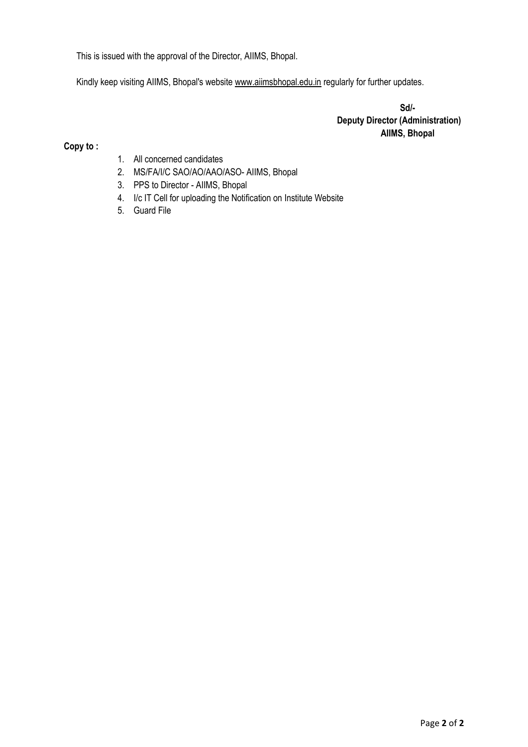This is issued with the approval of the Director, AIIMS, Bhopal.

Kindly keep visiting AIIMS, Bhopal's website www.aiimsbhopal.edu.in regularly for further updates.

**Sd/-**
**Deputy Director (Administration)**
**AIIMS, Bhopal**

**Copy to :**

1. All concerned candidates
2. MS/FA/I/C SAO/AO/AAO/ASO- AIIMS, Bhopal
3. PPS to Director - AIIMS, Bhopal
4. I/c IT Cell for uploading the Notification on Institute Website
5. Guard File